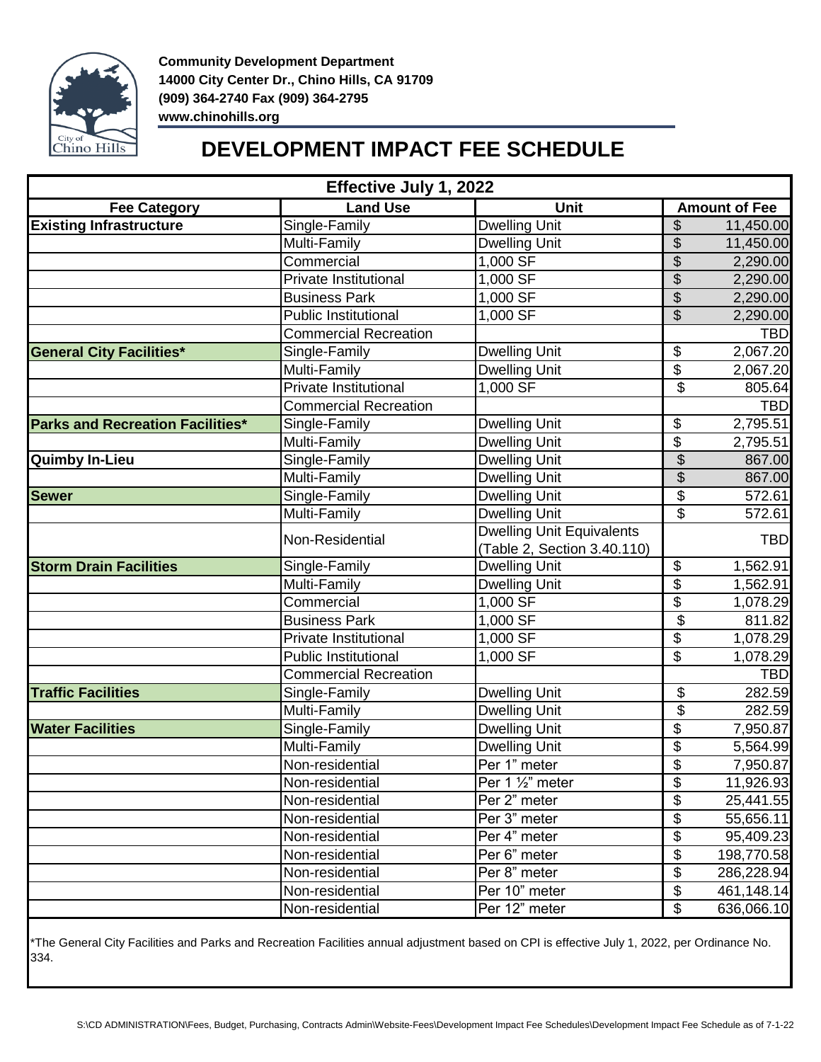Community Development Department
14000 City Center Dr., Chino Hills, CA 91709
(909) 364-2740 Fax (909) 364-2795
www.chinohills.org

# DEVELOPMENT IMPACT FEE SCHEDULE

| Effective July 1, 2022 | | | |
|---|---|---|---|
| **Fee Category** | **Land Use** | **Unit** | **Amount of Fee** |
| **Existing Infrastructure** | Single-Family | Dwelling Unit | $ 11,450.00 |
| | Multi-Family | Dwelling Unit | $ 11,450.00 |
| | Commercial | 1,000 SF | $ 2,290.00 |
| | Private Institutional | 1,000 SF | $ 2,290.00 |
| | Business Park | 1,000 SF | $ 2,290.00 |
| | Public Institutional | 1,000 SF | $ 2,290.00 |
| | Commercial Recreation | | TBD |
| **General City Facilities*** | Single-Family | Dwelling Unit | $ 2,067.20 |
| | Multi-Family | Dwelling Unit | $ 2,067.20 |
| | Private Institutional | 1,000 SF | $ 805.64 |
| | Commercial Recreation | | TBD |
| **Parks and Recreation Facilities*** | Single-Family | Dwelling Unit | $ 2,795.51 |
| | Multi-Family | Dwelling Unit | $ 2,795.51 |
| **Quimby In-Lieu** | Single-Family | Dwelling Unit | $ 867.00 |
| | Multi-Family | Dwelling Unit | $ 867.00 |
| **Sewer** | Single-Family | Dwelling Unit | $ 572.61 |
| | Multi-Family | Dwelling Unit | $ 572.61 |
| | Non-Residential | Dwelling Unit Equivalents (Table 2, Section 3.40.110) | TBD |
| **Storm Drain Facilities** | Single-Family | Dwelling Unit | $ 1,562.91 |
| | Multi-Family | Dwelling Unit | $ 1,562.91 |
| | Commercial | 1,000 SF | $ 1,078.29 |
| | Business Park | 1,000 SF | $ 811.82 |
| | Private Institutional | 1,000 SF | $ 1,078.29 |
| | Public Institutional | 1,000 SF | $ 1,078.29 |
| | Commercial Recreation | | TBD |
| **Traffic Facilities** | Single-Family | Dwelling Unit | $ 282.59 |
| | Multi-Family | Dwelling Unit | $ 282.59 |
| **Water Facilities** | Single-Family | Dwelling Unit | $ 7,950.87 |
| | Multi-Family | Dwelling Unit | $ 5,564.99 |
| | Non-residential | Per 1" meter | $ 7,950.87 |
| | Non-residential | Per 1 ½" meter | $ 11,926.93 |
| | Non-residential | Per 2" meter | $ 25,441.55 |
| | Non-residential | Per 3" meter | $ 55,656.11 |
| | Non-residential | Per 4" meter | $ 95,409.23 |
| | Non-residential | Per 6" meter | $ 198,770.58 |
| | Non-residential | Per 8" meter | $ 286,228.94 |
| | Non-residential | Per 10" meter | $ 461,148.14 |
| | Non-residential | Per 12" meter | $ 636,066.10 |

*The General City Facilities and Parks and Recreation Facilities annual adjustment based on CPI is effective July 1, 2022, per Ordinance No. 334.

S:\CD ADMINISTRATION\Fees, Budget, Purchasing, Contracts Admin\Website-Fees\Development Impact Fee Schedules\Development Impact Fee Schedule as of 7-1-22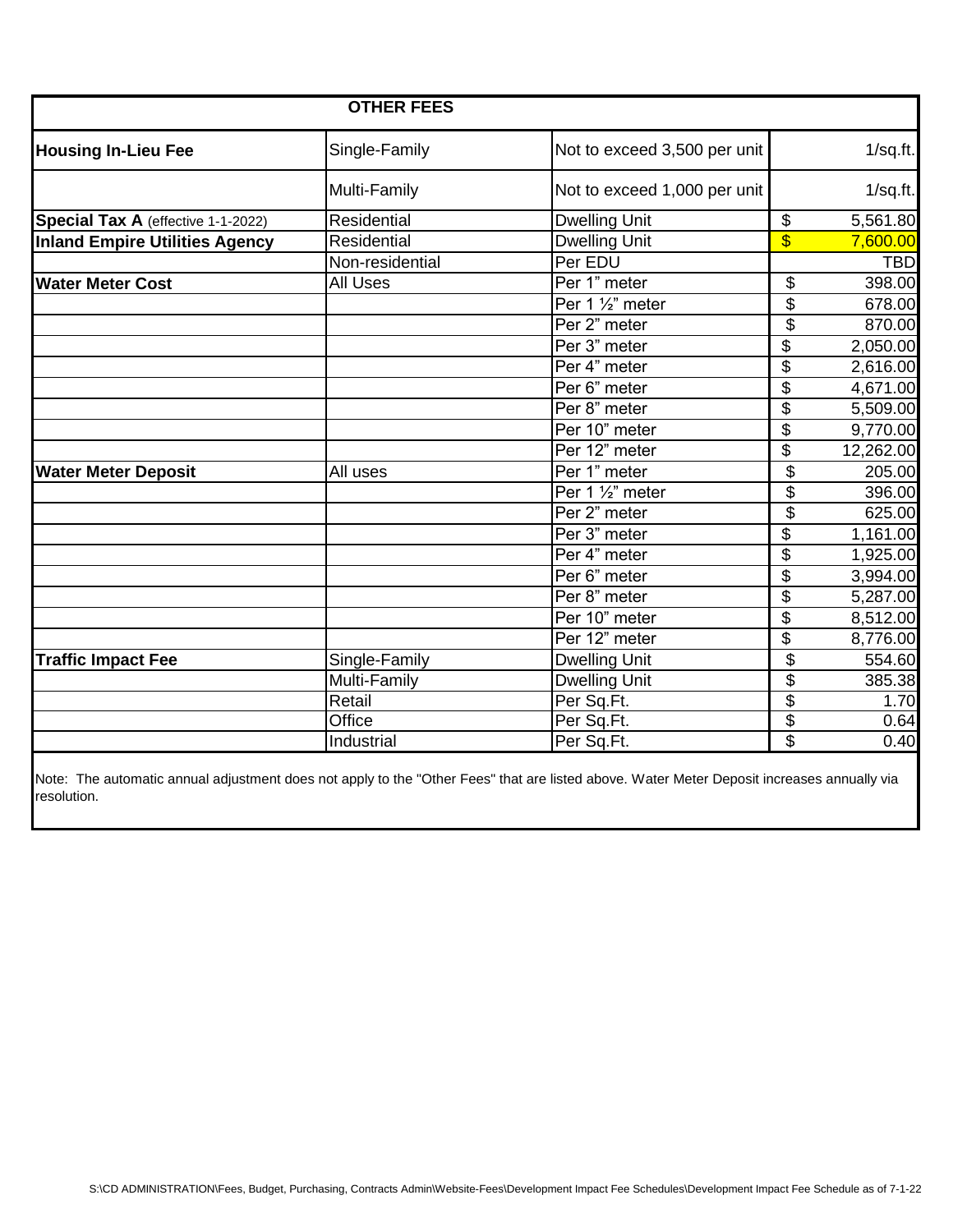| OTHER FEES | | | |
|---|---|---|---|
| **Housing In-Lieu Fee** | Single-Family | Not to exceed 3,500 per unit | 1/sq.ft. |
| | Multi-Family | Not to exceed 1,000 per unit | 1/sq.ft. |
| **Special Tax A** (effective 1-1-2022) | Residential | Dwelling Unit | $ 5,561.80 |
| **Inland Empire Utilities Agency** | Residential | Dwelling Unit | $ 7,600.00 |
| | Non-residential | Per EDU | TBD |
| **Water Meter Cost** | All Uses | Per 1" meter | $ 398.00 |
| | | Per 1 ½" meter | $ 678.00 |
| | | Per 2" meter | $ 870.00 |
| | | Per 3" meter | $ 2,050.00 |
| | | Per 4" meter | $ 2,616.00 |
| | | Per 6" meter | $ 4,671.00 |
| | | Per 8" meter | $ 5,509.00 |
| | | Per 10" meter | $ 9,770.00 |
| | | Per 12" meter | $ 12,262.00 |
| **Water Meter Deposit** | All uses | Per 1" meter | $ 205.00 |
| | | Per 1 ½" meter | $ 396.00 |
| | | Per 2" meter | $ 625.00 |
| | | Per 3" meter | $ 1,161.00 |
| | | Per 4" meter | $ 1,925.00 |
| | | Per 6" meter | $ 3,994.00 |
| | | Per 8" meter | $ 5,287.00 |
| | | Per 10" meter | $ 8,512.00 |
| | | Per 12" meter | $ 8,776.00 |
| **Traffic Impact Fee** | Single-Family | Dwelling Unit | $ 554.60 |
| | Multi-Family | Dwelling Unit | $ 385.38 |
| | Retail | Per Sq.Ft. | $ 1.70 |
| | Office | Per Sq.Ft. | $ 0.64 |
| | Industrial | Per Sq.Ft. | $ 0.40 |

Note: The automatic annual adjustment does not apply to the "Other Fees" that are listed above. Water Meter Deposit increases annually via resolution.

S:\CD ADMINISTRATION\Fees, Budget, Purchasing, Contracts Admin\Website-Fees\Development Impact Fee Schedules\Development Impact Fee Schedule as of 7-1-22